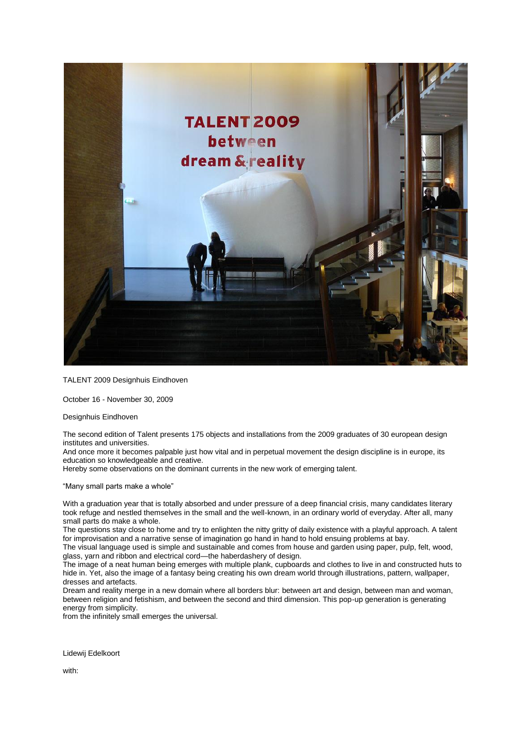TALENT 2009 Designhuis Eindhoven

October 16 - November 30, 2009

Designhuis Eindhoven

The second edition of Talent presents 175 objects and installations from the 2009 graduates of 30 european design institutes and universities.
And once more it becomes palpable just how vital and in perpetual movement the design discipline is in europe, its education so knowledgeable and creative.
Hereby some observations on the dominant currents in the new work of emerging talent.

“Many small parts make a whole”

With a graduation year that is totally absorbed and under pressure of a deep financial crisis, many candidates literary took refuge and nestled themselves in the small and the well-known, in an ordinary world of everyday. After all, many small parts do make a whole.
The questions stay close to home and try to enlighten the nitty gritty of daily existence with a playful approach. A talent for improvisation and a narrative sense of imagination go hand in hand to hold ensuing problems at bay.
The visual language used is simple and sustainable and comes from house and garden using paper, pulp, felt, wood, glass, yarn and ribbon and electrical cord—the haberdashery of design.
The image of a neat human being emerges with multiple plank, cupboards and clothes to live in and constructed huts to hide in. Yet, also the image of a fantasy being creating his own dream world through illustrations, pattern, wallpaper, dresses and artefacts.
Dream and reality merge in a new domain where all borders blur: between art and design, between man and woman, between religion and fetishism, and between the second and third dimension. This pop-up generation is generating energy from simplicity.
from the infinitely small emerges the universal.

Lidewij Edelkoort

with: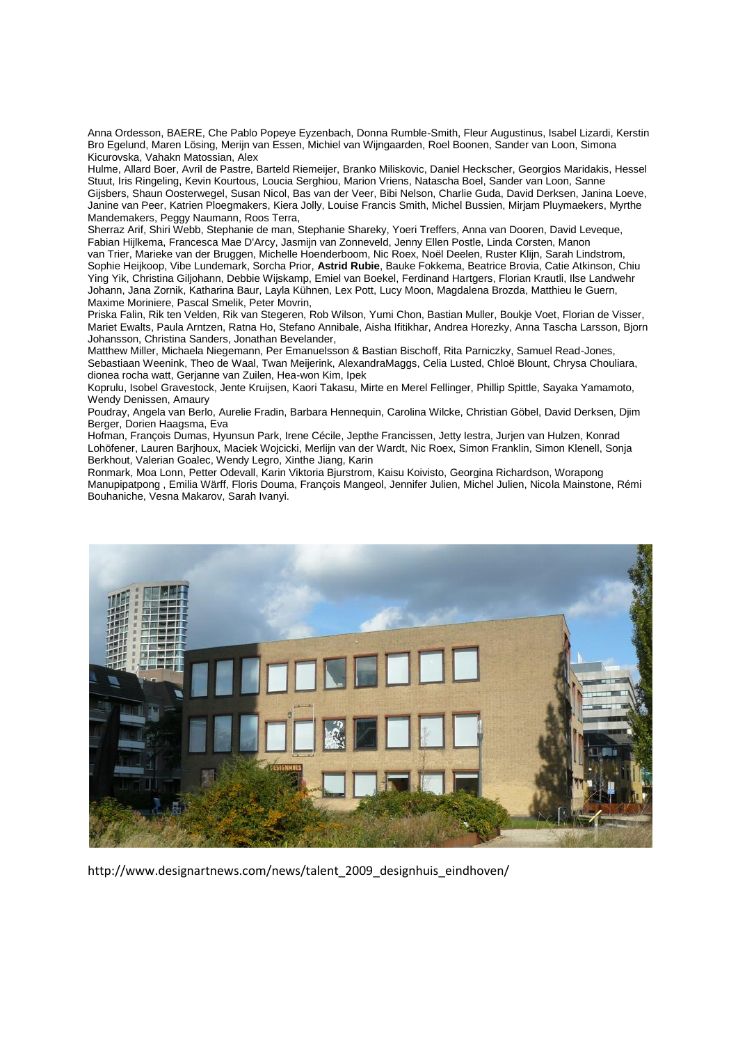Anna Ordesson, BAERE, Che Pablo Popeye Eyzenbach, Donna Rumble-Smith, Fleur Augustinus, Isabel Lizardi, Kerstin Bro Egelund, Maren Lösing, Merijn van Essen, Michiel van Wijngaarden, Roel Boonen, Sander van Loon, Simona Kicurovska, Vahakn Matossian, Alex
Hulme, Allard Boer, Avril de Pastre, Barteld Riemeijer, Branko Miliskovic, Daniel Heckscher, Georgios Maridakis, Hessel Stuut, Iris Ringeling, Kevin Kourtous, Loucia Serghiou, Marion Vriens, Natascha Boel, Sander van Loon, Sanne Gijsbers, Shaun Oosterwegel, Susan Nicol, Bas van der Veer, Bibi Nelson, Charlie Guda, David Derksen, Janina Loeve, Janine van Peer, Katrien Ploegmakers, Kiera Jolly, Louise Francis Smith, Michel Bussien, Mirjam Pluymaekers, Myrthe Mandemakers, Peggy Naumann, Roos Terra,
Sherraz Arif, Shiri Webb, Stephanie de man, Stephanie Shareky, Yoeri Treffers, Anna van Dooren, David Leveque, Fabian Hijlkema, Francesca Mae D'Arcy, Jasmijn van Zonneveld, Jenny Ellen Postle, Linda Corsten, Manon van Trier, Marieke van der Bruggen, Michelle Hoenderboom, Nic Roex, Noël Deelen, Ruster Klijn, Sarah Lindstrom, Sophie Heijkoop, Vibe Lundemark, Sorcha Prior, **Astrid Rubie**, Bauke Fokkema, Beatrice Brovia, Catie Atkinson, Chiu Ying Yik, Christina Giljohann, Debbie Wijskamp, Emiel van Boekel, Ferdinand Hartgers, Florian Krautli, Ilse Landwehr Johann, Jana Zornik, Katharina Baur, Layla Kühnen, Lex Pott, Lucy Moon, Magdalena Brozda, Matthieu le Guern, Maxime Moriniere, Pascal Smelik, Peter Movrin,
Priska Falin, Rik ten Velden, Rik van Stegeren, Rob Wilson, Yumi Chon, Bastian Muller, Boukje Voet, Florian de Visser, Mariet Ewalts, Paula Arntzen, Ratna Ho, Stefano Annibale, Aisha Ifitikhar, Andrea Horezky, Anna Tascha Larsson, Bjorn Johansson, Christina Sanders, Jonathan Bevelander,
Matthew Miller, Michaela Niegemann, Per Emanuelsson & Bastian Bischoff, Rita Parniczky, Samuel Read-Jones, Sebastiaan Weenink, Theo de Waal, Twan Meijerink, AlexandraMaggs, Celia Lusted, Chloë Blount, Chrysa Chouliara, dionea rocha watt, Gerjanne van Zuilen, Hea-won Kim, Ipek
Koprulu, Isobel Gravestock, Jente Kruijsen, Kaori Takasu, Mirte en Merel Fellinger, Phillip Spittle, Sayaka Yamamoto, Wendy Denissen, Amaury
Poudray, Angela van Berlo, Aurelie Fradin, Barbara Hennequin, Carolina Wilcke, Christian Göbel, David Derksen, Djim Berger, Dorien Haagsma, Eva
Hofman, François Dumas, Hyunsun Park, Irene Cécile, Jepthe Francissen, Jetty Iestra, Jurjen van Hulzen, Konrad Lohöfener, Lauren Barjhoux, Maciek Wojcicki, Merlijn van der Wardt, Nic Roex, Simon Franklin, Simon Klenell, Sonja Berkhout, Valerian Goalec, Wendy Legro, Xinthe Jiang, Karin
Ronmark, Moa Lonn, Petter Odevall, Karin Viktoria Bjurstrom, Kaisu Koivisto, Georgina Richardson, Worapong Manupipatpong , Emilia Wärff, Floris Douma, François Mangeol, Jennifer Julien, Michel Julien, Nicola Mainstone, Rémi Bouhaniche, Vesna Makarov, Sarah Ivanyi.

http://www.designartnews.com/news/talent_2009_designhuis_eindhoven/